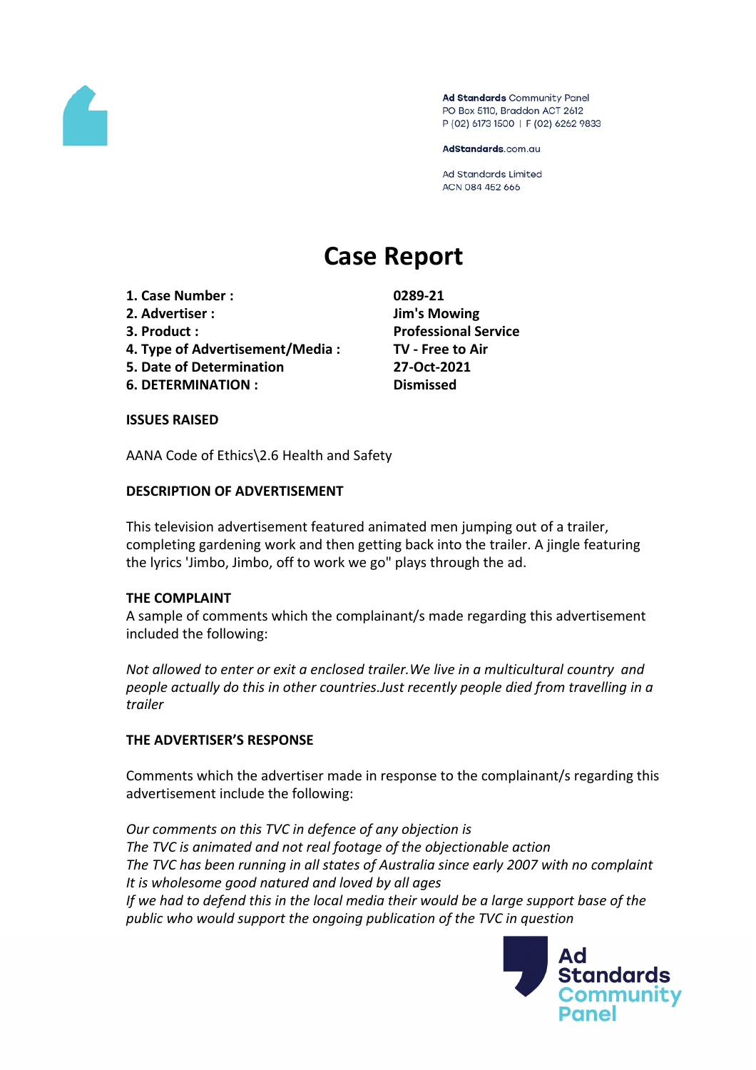Ad Standards Community Panel
PO Box 5110, Braddon ACT 2612
P (02) 6173 1500 | F (02) 6262 9833

AdStandards.com.au

Ad Standards Limited
ACN 084 452 666

# Case Report

| | |
|---|---|
| **1. Case Number :** | **0289-21** |
| **2. Advertiser :** | **Jim's Mowing** |
| **3. Product :** | **Professional Service** |
| **4. Type of Advertisement/Media :** | **TV - Free to Air** |
| **5. Date of Determination** | **27-Oct-2021** |
| **6. DETERMINATION :** | **Dismissed** |

**ISSUES RAISED**

AANA Code of Ethics\2.6 Health and Safety

**DESCRIPTION OF ADVERTISEMENT**

This television advertisement featured animated men jumping out of a trailer, completing gardening work and then getting back into the trailer. A jingle featuring the lyrics 'Jimbo, Jimbo, off to work we go" plays through the ad.

**THE COMPLAINT**

A sample of comments which the complainant/s made regarding this advertisement included the following:

*Not allowed to enter or exit a enclosed trailer.We live in a multicultural country and people actually do this in other countries.Just recently people died from travelling in a trailer*

**THE ADVERTISER'S RESPONSE**

Comments which the advertiser made in response to the complainant/s regarding this advertisement include the following:

*Our comments on this TVC in defence of any objection is*
*The TVC is animated and not real footage of the objectionable action*
*The TVC has been running in all states of Australia since early 2007 with no complaint*
*It is wholesome good natured and loved by all ages*
*If we had to defend this in the local media their would be a large support base of the public who would support the ongoing publication of the TVC in question*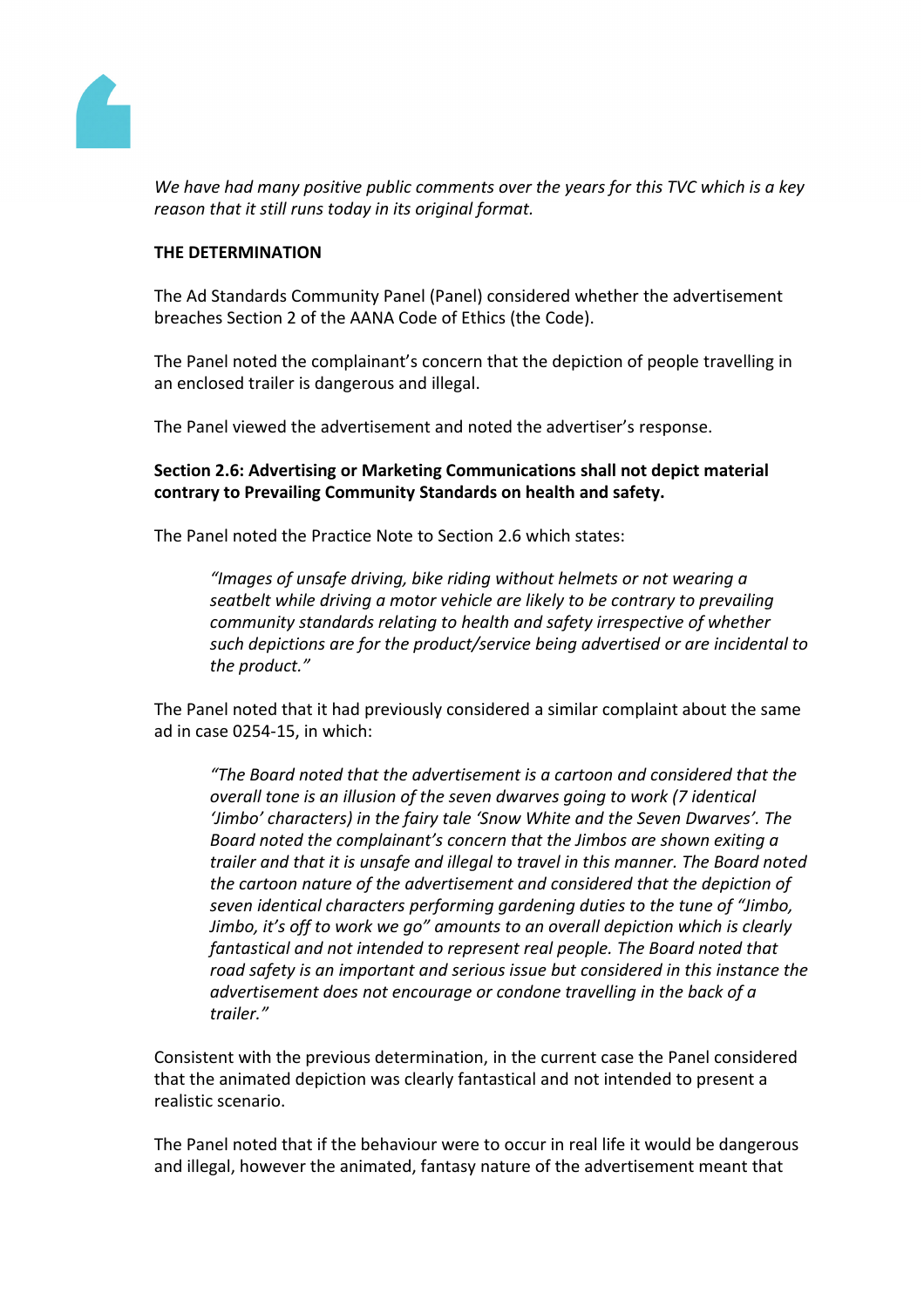*We have had many positive public comments over the years for this TVC which is a key reason that it still runs today in its original format.*

**THE DETERMINATION**

The Ad Standards Community Panel (Panel) considered whether the advertisement breaches Section 2 of the AANA Code of Ethics (the Code).

The Panel noted the complainant's concern that the depiction of people travelling in an enclosed trailer is dangerous and illegal.

The Panel viewed the advertisement and noted the advertiser's response.

**Section 2.6: Advertising or Marketing Communications shall not depict material contrary to Prevailing Community Standards on health and safety.**

The Panel noted the Practice Note to Section 2.6 which states:

> *"Images of unsafe driving, bike riding without helmets or not wearing a seatbelt while driving a motor vehicle are likely to be contrary to prevailing community standards relating to health and safety irrespective of whether such depictions are for the product/service being advertised or are incidental to the product."*

The Panel noted that it had previously considered a similar complaint about the same ad in case 0254-15, in which:

> *"The Board noted that the advertisement is a cartoon and considered that the overall tone is an illusion of the seven dwarves going to work (7 identical 'Jimbo' characters) in the fairy tale 'Snow White and the Seven Dwarves'. The Board noted the complainant's concern that the Jimbos are shown exiting a trailer and that it is unsafe and illegal to travel in this manner. The Board noted the cartoon nature of the advertisement and considered that the depiction of seven identical characters performing gardening duties to the tune of "Jimbo, Jimbo, it's off to work we go" amounts to an overall depiction which is clearly fantastical and not intended to represent real people. The Board noted that road safety is an important and serious issue but considered in this instance the advertisement does not encourage or condone travelling in the back of a trailer."*

Consistent with the previous determination, in the current case the Panel considered that the animated depiction was clearly fantastical and not intended to present a realistic scenario.

The Panel noted that if the behaviour were to occur in real life it would be dangerous and illegal, however the animated, fantasy nature of the advertisement meant that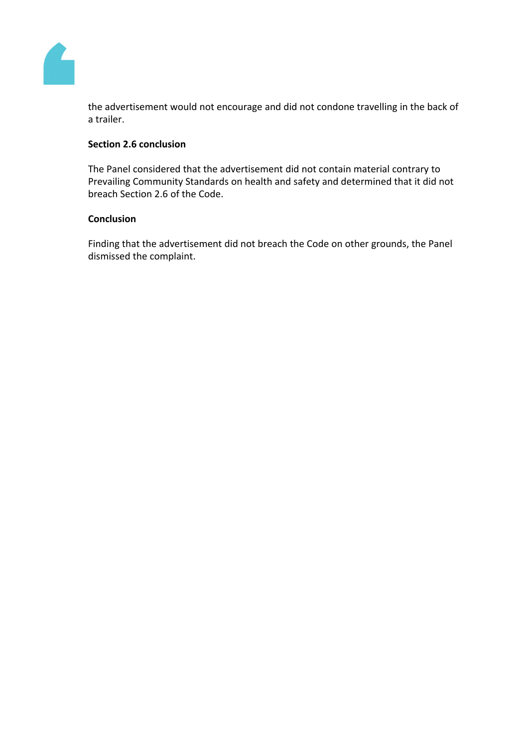the advertisement would not encourage and did not condone travelling in the back of a trailer.

**Section 2.6 conclusion**

The Panel considered that the advertisement did not contain material contrary to Prevailing Community Standards on health and safety and determined that it did not breach Section 2.6 of the Code.

**Conclusion**

Finding that the advertisement did not breach the Code on other grounds, the Panel dismissed the complaint.